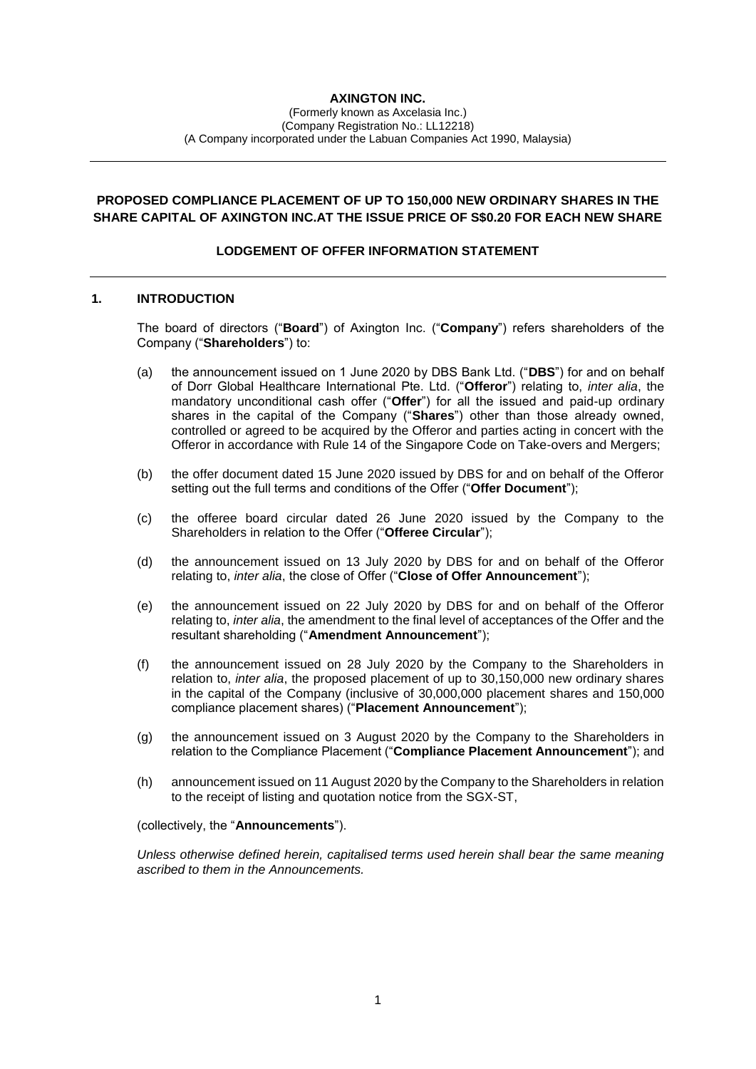**AXINGTON INC.**

(Formerly known as Axcelasia Inc.)
(Company Registration No.: LL12218)
(A Company incorporated under the Labuan Companies Act 1990, Malaysia)

---

**PROPOSED COMPLIANCE PLACEMENT OF UP TO 150,000 NEW ORDINARY SHARES IN THE SHARE CAPITAL OF AXINGTON INC.AT THE ISSUE PRICE OF S$0.20 FOR EACH NEW SHARE**

**LODGEMENT OF OFFER INFORMATION STATEMENT**

---

## 1. INTRODUCTION

The board of directors ("**Board**") of Axington Inc. ("**Company**") refers shareholders of the Company ("**Shareholders**") to:

(a) the announcement issued on 1 June 2020 by DBS Bank Ltd. ("**DBS**") for and on behalf of Dorr Global Healthcare International Pte. Ltd. ("**Offeror**") relating to, *inter alia*, the mandatory unconditional cash offer ("**Offer**") for all the issued and paid-up ordinary shares in the capital of the Company ("**Shares**") other than those already owned, controlled or agreed to be acquired by the Offeror and parties acting in concert with the Offeror in accordance with Rule 14 of the Singapore Code on Take-overs and Mergers;

(b) the offer document dated 15 June 2020 issued by DBS for and on behalf of the Offeror setting out the full terms and conditions of the Offer ("**Offer Document**");

(c) the offeree board circular dated 26 June 2020 issued by the Company to the Shareholders in relation to the Offer ("**Offeree Circular**");

(d) the announcement issued on 13 July 2020 by DBS for and on behalf of the Offeror relating to, *inter alia*, the close of Offer ("**Close of Offer Announcement**");

(e) the announcement issued on 22 July 2020 by DBS for and on behalf of the Offeror relating to, *inter alia*, the amendment to the final level of acceptances of the Offer and the resultant shareholding ("**Amendment Announcement**");

(f) the announcement issued on 28 July 2020 by the Company to the Shareholders in relation to, *inter alia*, the proposed placement of up to 30,150,000 new ordinary shares in the capital of the Company (inclusive of 30,000,000 placement shares and 150,000 compliance placement shares) ("**Placement Announcement**");

(g) the announcement issued on 3 August 2020 by the Company to the Shareholders in relation to the Compliance Placement ("**Compliance Placement Announcement**"); and

(h) announcement issued on 11 August 2020 by the Company to the Shareholders in relation to the receipt of listing and quotation notice from the SGX-ST,

(collectively, the "**Announcements**").

*Unless otherwise defined herein, capitalised terms used herein shall bear the same meaning ascribed to them in the Announcements.*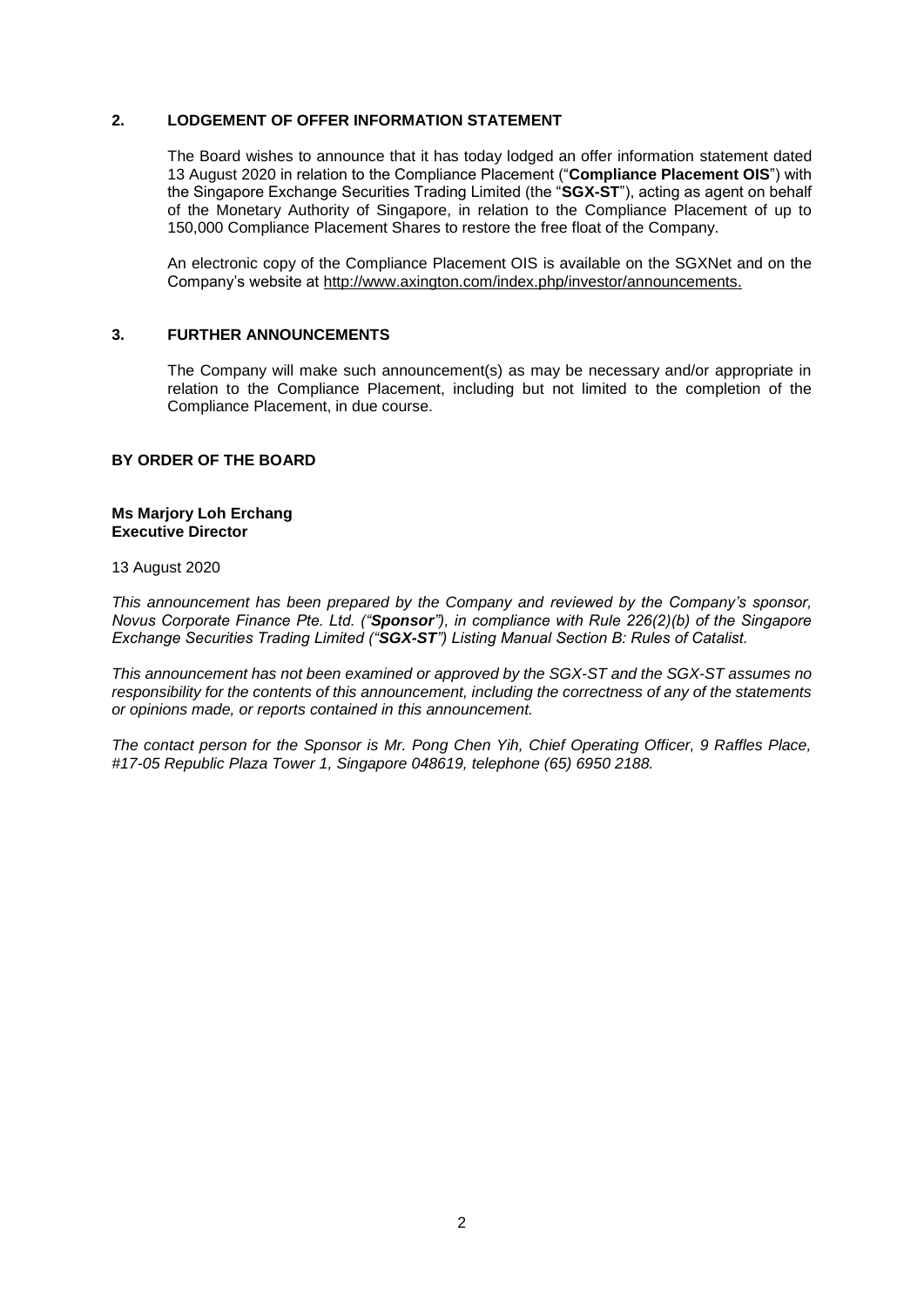## 2. LODGEMENT OF OFFER INFORMATION STATEMENT

The Board wishes to announce that it has today lodged an offer information statement dated 13 August 2020 in relation to the Compliance Placement ("**Compliance Placement OIS**") with the Singapore Exchange Securities Trading Limited (the "**SGX-ST**"), acting as agent on behalf of the Monetary Authority of Singapore, in relation to the Compliance Placement of up to 150,000 Compliance Placement Shares to restore the free float of the Company.

An electronic copy of the Compliance Placement OIS is available on the SGXNet and on the Company's website at http://www.axington.com/index.php/investor/announcements.

## 3. FURTHER ANNOUNCEMENTS

The Company will make such announcement(s) as may be necessary and/or appropriate in relation to the Compliance Placement, including but not limited to the completion of the Compliance Placement, in due course.

**BY ORDER OF THE BOARD**

**Ms Marjory Loh Erchang**
**Executive Director**

13 August 2020

*This announcement has been prepared by the Company and reviewed by the Company's sponsor, Novus Corporate Finance Pte. Ltd. ("**Sponsor**"), in compliance with Rule 226(2)(b) of the Singapore Exchange Securities Trading Limited ("**SGX-ST**") Listing Manual Section B: Rules of Catalist.*

*This announcement has not been examined or approved by the SGX-ST and the SGX-ST assumes no responsibility for the contents of this announcement, including the correctness of any of the statements or opinions made, or reports contained in this announcement.*

*The contact person for the Sponsor is Mr. Pong Chen Yih, Chief Operating Officer, 9 Raffles Place, #17-05 Republic Plaza Tower 1, Singapore 048619, telephone (65) 6950 2188.*